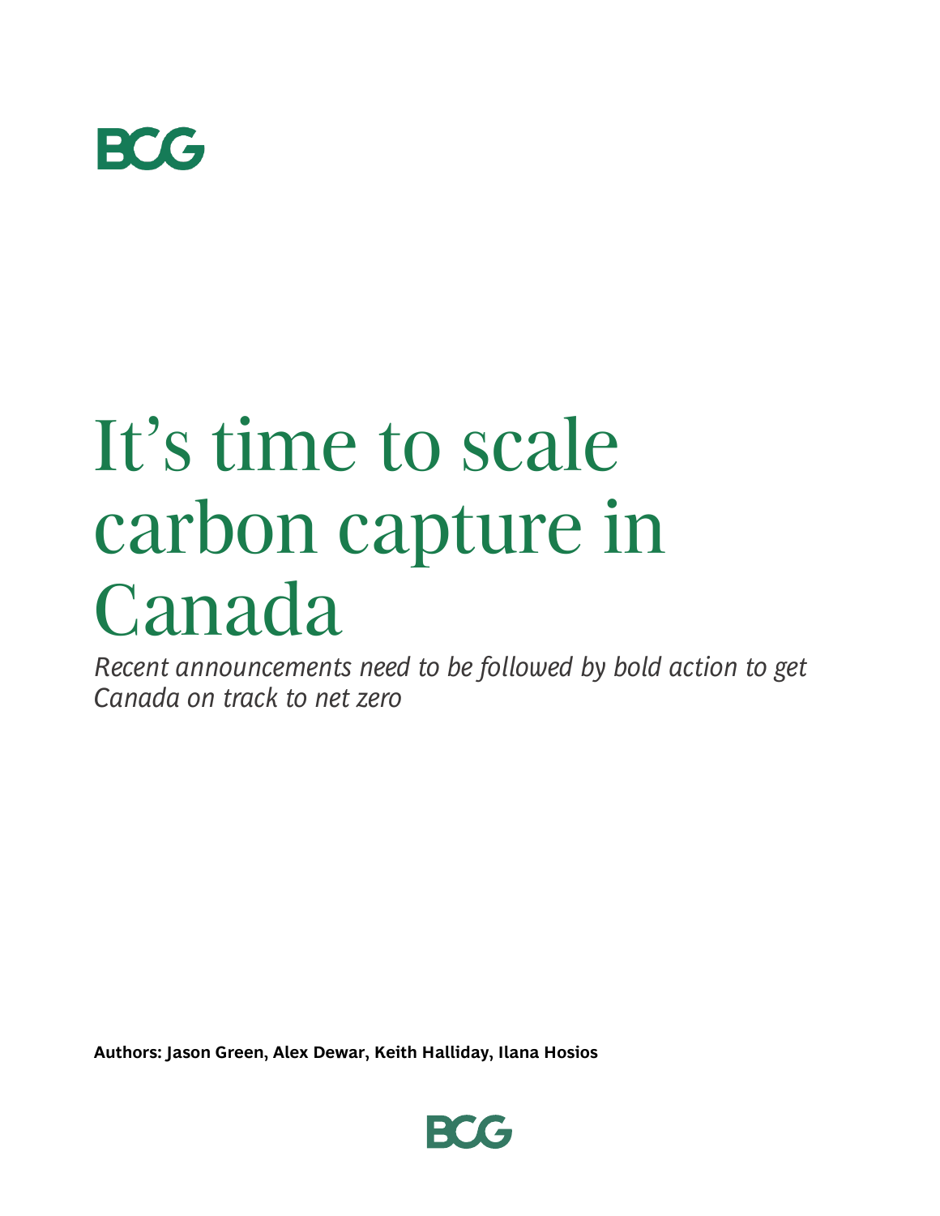# It's time to scale carbon capture in Canada

*Recent announcements need to be followed by bold action to get Canada on track to net zero*

**Authors: Jason Green, Alex Dewar, Keith Halliday, Ilana Hosios**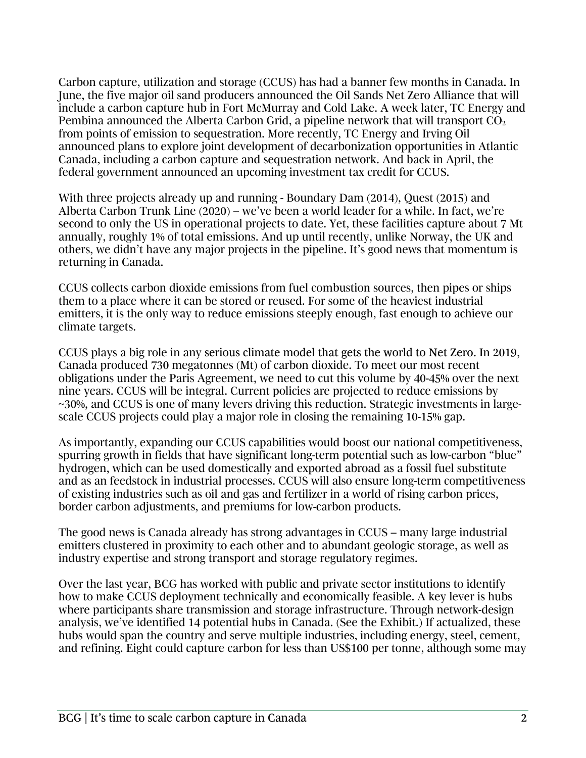Carbon capture, utilization and storage (CCUS) has had a banner few months in Canada. In June, the five major oil sand producers announced the Oil Sands Net Zero Alliance that will include a carbon capture hub in Fort McMurray and Cold Lake. A week later, TC Energy and Pembina announced the Alberta Carbon Grid, a pipeline network that will transport $CO_2$ from points of emission to sequestration. More recently, TC Energy and Irving Oil announced plans to explore joint development of decarbonization opportunities in Atlantic Canada, including a carbon capture and sequestration network. And back in April, the federal government announced an upcoming investment tax credit for CCUS.

With three projects already up and running - Boundary Dam (2014), Quest (2015) and Alberta Carbon Trunk Line (2020) – we've been a world leader for a while. In fact, we're second to only the US in operational projects to date. Yet, these facilities capture about 7 Mt annually, roughly 1% of total emissions. And up until recently, unlike Norway, the UK and others, we didn't have any major projects in the pipeline. It's good news that momentum is returning in Canada.

CCUS collects carbon dioxide emissions from fuel combustion sources, then pipes or ships them to a place where it can be stored or reused. For some of the heaviest industrial emitters, it is the only way to reduce emissions steeply enough, fast enough to achieve our climate targets.

CCUS plays a big role in any serious climate model that gets the world to Net Zero. In 2019, Canada produced 730 megatonnes (Mt) of carbon dioxide. To meet our most recent obligations under the Paris Agreement, we need to cut this volume by 40-45% over the next nine years. CCUS will be integral. Current policies are projected to reduce emissions by ~30%, and CCUS is one of many levers driving this reduction. Strategic investments in large-scale CCUS projects could play a major role in closing the remaining 10-15% gap.

As importantly, expanding our CCUS capabilities would boost our national competitiveness, spurring growth in fields that have significant long-term potential such as low-carbon "blue" hydrogen, which can be used domestically and exported abroad as a fossil fuel substitute and as an feedstock in industrial processes. CCUS will also ensure long-term competitiveness of existing industries such as oil and gas and fertilizer in a world of rising carbon prices, border carbon adjustments, and premiums for low-carbon products.

The good news is Canada already has strong advantages in CCUS – many large industrial emitters clustered in proximity to each other and to abundant geologic storage, as well as industry expertise and strong transport and storage regulatory regimes.

Over the last year, BCG has worked with public and private sector institutions to identify how to make CCUS deployment technically and economically feasible. A key lever is hubs where participants share transmission and storage infrastructure. Through network-design analysis, we've identified 14 potential hubs in Canada. (See the Exhibit.) If actualized, these hubs would span the country and serve multiple industries, including energy, steel, cement, and refining. Eight could capture carbon for less than US$100 per tonne, although some may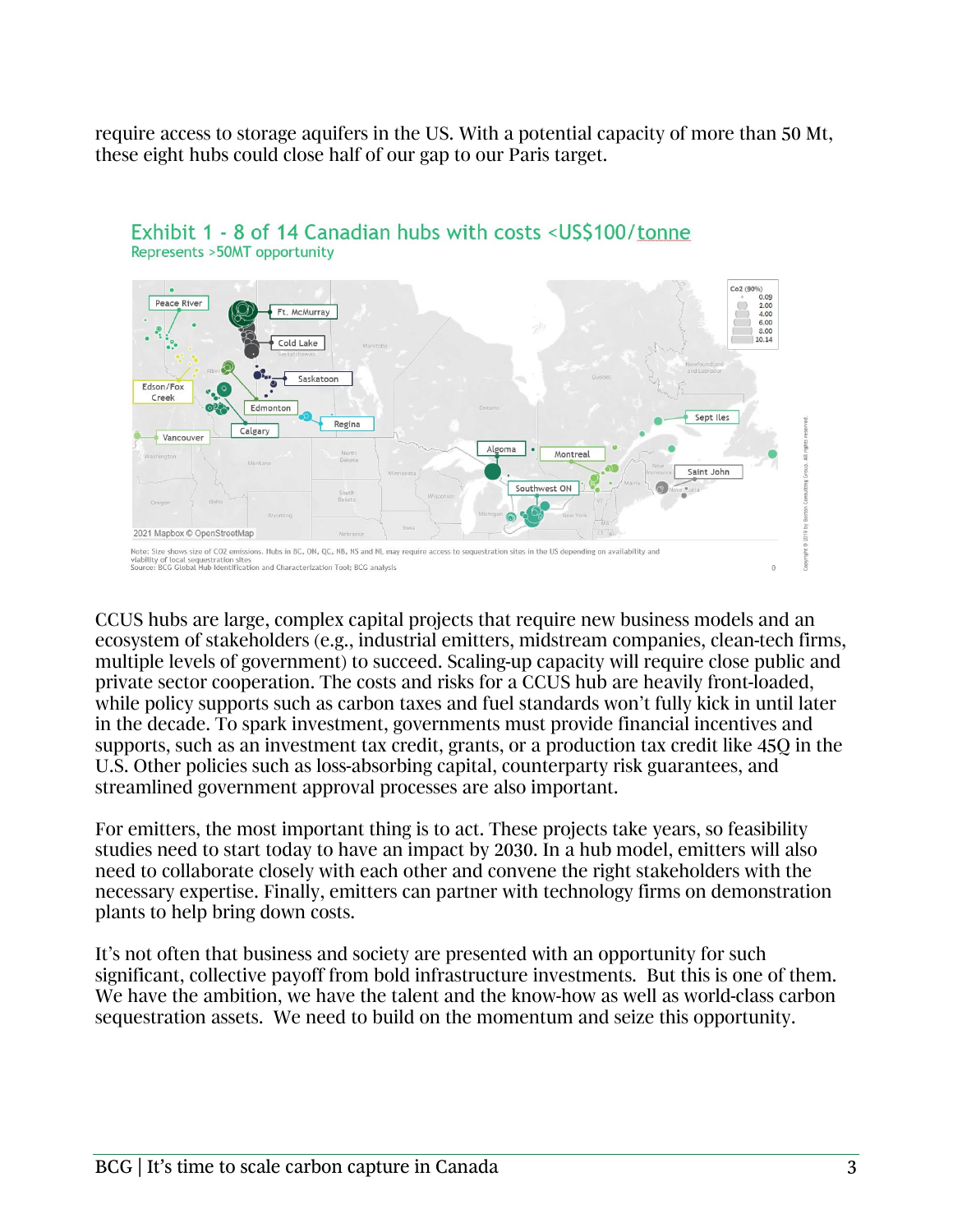require access to storage aquifers in the US. With a potential capacity of more than 50 Mt, these eight hubs could close half of our gap to our Paris target.

Exhibit 1 - 8 of 14 Canadian hubs with costs <US$100/tonne
Represents >50MT opportunity

Peace River
Ft. McMurray
Cold Lake
Saskatoon
Edson/Fox Creek
Edmonton
Regina
Calgary
Vancouver
Algoma
Montreal
Southwest ON
Sept Iles
Saint John

Co2 (90%)
0.09
2.00
4.00
6.00
8.00
10.14

2021 Mapbox © OpenStreetMap

Note: Size shows size of CO2 emissions. Hubs in BC, ON, QC, NB, NS and NL may require access to sequestration sites in the US depending on availability and viability of local sequestration sites
Source: BCG Global Hub Identification and Characterization Tool; BCG analysis

Copyright © 2019 by Boston Consulting Group. All rights reserved.

CCUS hubs are large, complex capital projects that require new business models and an ecosystem of stakeholders (e.g., industrial emitters, midstream companies, clean-tech firms, multiple levels of government) to succeed. Scaling-up capacity will require close public and private sector cooperation. The costs and risks for a CCUS hub are heavily front-loaded, while policy supports such as carbon taxes and fuel standards won't fully kick in until later in the decade. To spark investment, governments must provide financial incentives and supports, such as an investment tax credit, grants, or a production tax credit like 45Q in the U.S. Other policies such as loss-absorbing capital, counterparty risk guarantees, and streamlined government approval processes are also important.

For emitters, the most important thing is to act. These projects take years, so feasibility studies need to start today to have an impact by 2030. In a hub model, emitters will also need to collaborate closely with each other and convene the right stakeholders with the necessary expertise. Finally, emitters can partner with technology firms on demonstration plants to help bring down costs.

It's not often that business and society are presented with an opportunity for such significant, collective payoff from bold infrastructure investments. But this is one of them. We have the ambition, we have the talent and the know-how as well as world-class carbon sequestration assets. We need to build on the momentum and seize this opportunity.